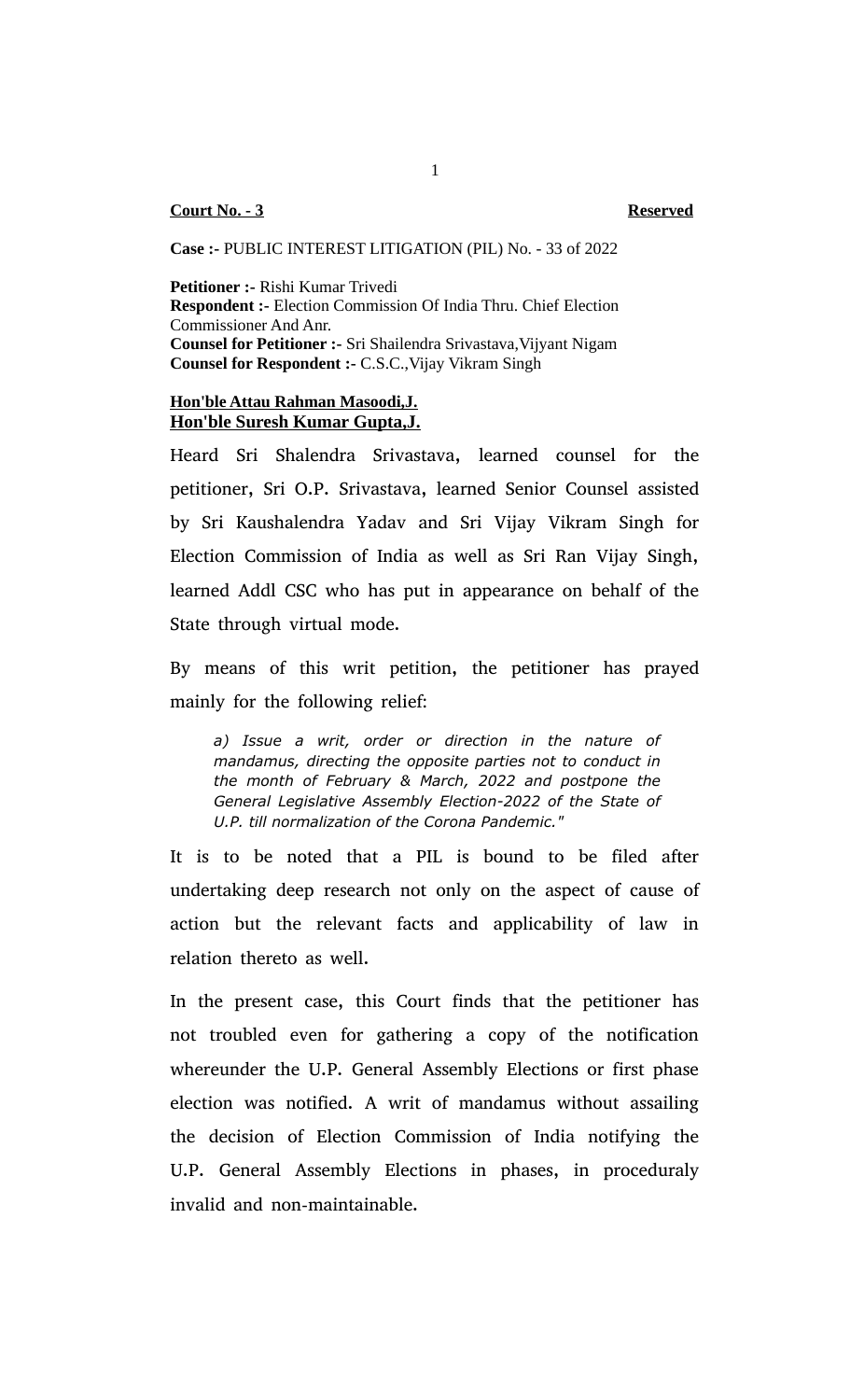**Court No. - 3** **Reserved**

**Case :-** PUBLIC INTEREST LITIGATION (PIL) No. - 33 of 2022

**Petitioner :-** Rishi Kumar Trivedi
**Respondent :-** Election Commission Of India Thru. Chief Election Commissioner And Anr.
**Counsel for Petitioner :-** Sri Shailendra Srivastava,Vijyant Nigam
**Counsel for Respondent :-** C.S.C.,Vijay Vikram Singh

**Hon'ble Attau Rahman Masoodi,J.**
**Hon'ble Suresh Kumar Gupta,J.**

Heard Sri Shalendra Srivastava, learned counsel for the petitioner, Sri O.P. Srivastava, learned Senior Counsel assisted by Sri Kaushalendra Yadav and Sri Vijay Vikram Singh for Election Commission of India as well as Sri Ran Vijay Singh, learned Addl CSC who has put in appearance on behalf of the State through virtual mode.

By means of this writ petition, the petitioner has prayed mainly for the following relief:

> *a) Issue a writ, order or direction in the nature of mandamus, directing the opposite parties not to conduct in the month of February & March, 2022 and postpone the General Legislative Assembly Election-2022 of the State of U.P. till normalization of the Corona Pandemic."*

It is to be noted that a PIL is bound to be filed after undertaking deep research not only on the aspect of cause of action but the relevant facts and applicability of law in relation thereto as well.

In the present case, this Court finds that the petitioner has not troubled even for gathering a copy of the notification whereunder the U.P. General Assembly Elections or first phase election was notified. A writ of mandamus without assailing the decision of Election Commission of India notifying the U.P. General Assembly Elections in phases, in proceduraly invalid and non-maintainable.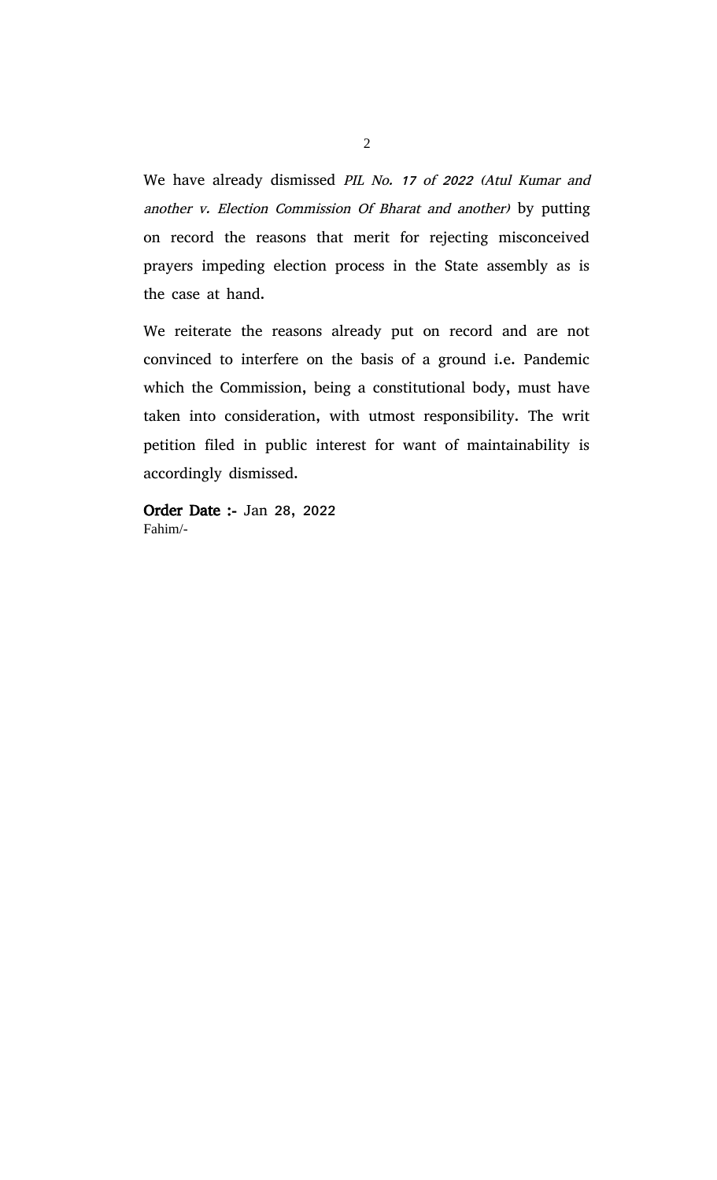We have already dismissed *PIL No. 17 of 2022 (Atul Kumar and another v. Election Commission Of Bharat and another)* by putting on record the reasons that merit for rejecting misconceived prayers impeding election process in the State assembly as is the case at hand.

We reiterate the reasons already put on record and are not convinced to interfere on the basis of a ground i.e. Pandemic which the Commission, being a constitutional body, must have taken into consideration, with utmost responsibility. The writ petition filed in public interest for want of maintainability is accordingly dismissed.

**Order Date :-** Jan 28, 2022
Fahim/-